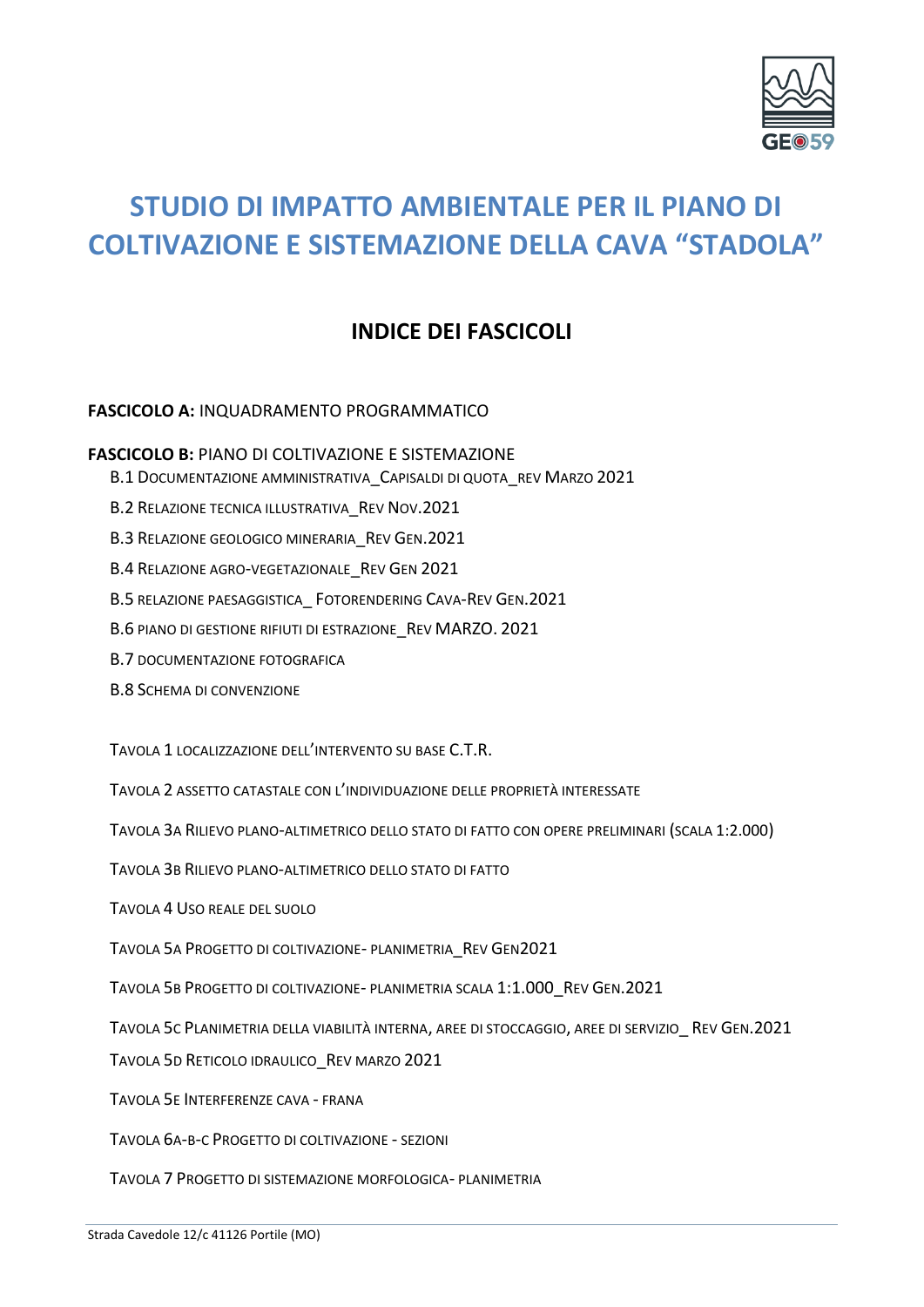# STUDIO DI IMPATTO AMBIENTALE PER IL PIANO DI COLTIVAZIONE E SISTEMAZIONE DELLA CAVA "STADOLA"

## INDICE DEI FASCICOLI

**FASCICOLO A:** INQUADRAMENTO PROGRAMMATICO

**FASCICOLO B:** PIANO DI COLTIVAZIONE E SISTEMAZIONE

- B.1 Documentazione amministrativa_Capisaldi di quota_rev Marzo 2021
- B.2 Relazione tecnica illustrativa_Rev Nov.2021
- B.3 Relazione geologico mineraria_Rev Gen.2021
- B.4 Relazione agro-vegetazionale_Rev Gen 2021
- B.5 relazione paesaggistica_ Fotorendering Cava-Rev Gen.2021
- B.6 piano di gestione rifiuti di estrazione_Rev MARZO. 2021
- B.7 documentazione fotografica
- B.8 Schema di convenzione

- Tavola 1 localizzazione dell'intervento su base C.T.R.
- Tavola 2 assetto catastale con l'individuazione delle proprietà interessate
- Tavola 3a Rilievo plano-altimetrico dello stato di fatto con opere preliminari (scala 1:2.000)
- Tavola 3b Rilievo plano-altimetrico dello stato di fatto
- Tavola 4 Uso reale del suolo
- Tavola 5a Progetto di coltivazione- planimetria_Rev Gen2021
- Tavola 5b Progetto di coltivazione- planimetria scala 1:1.000_Rev Gen.2021
- Tavola 5c Planimetria della viabilità interna, aree di stoccaggio, aree di servizio_ Rev Gen.2021
- Tavola 5d Reticolo idraulico_Rev marzo 2021
- Tavola 5e Interferenze cava - frana
- Tavola 6a-b-c Progetto di coltivazione - sezioni
- Tavola 7 Progetto di sistemazione morfologica- planimetria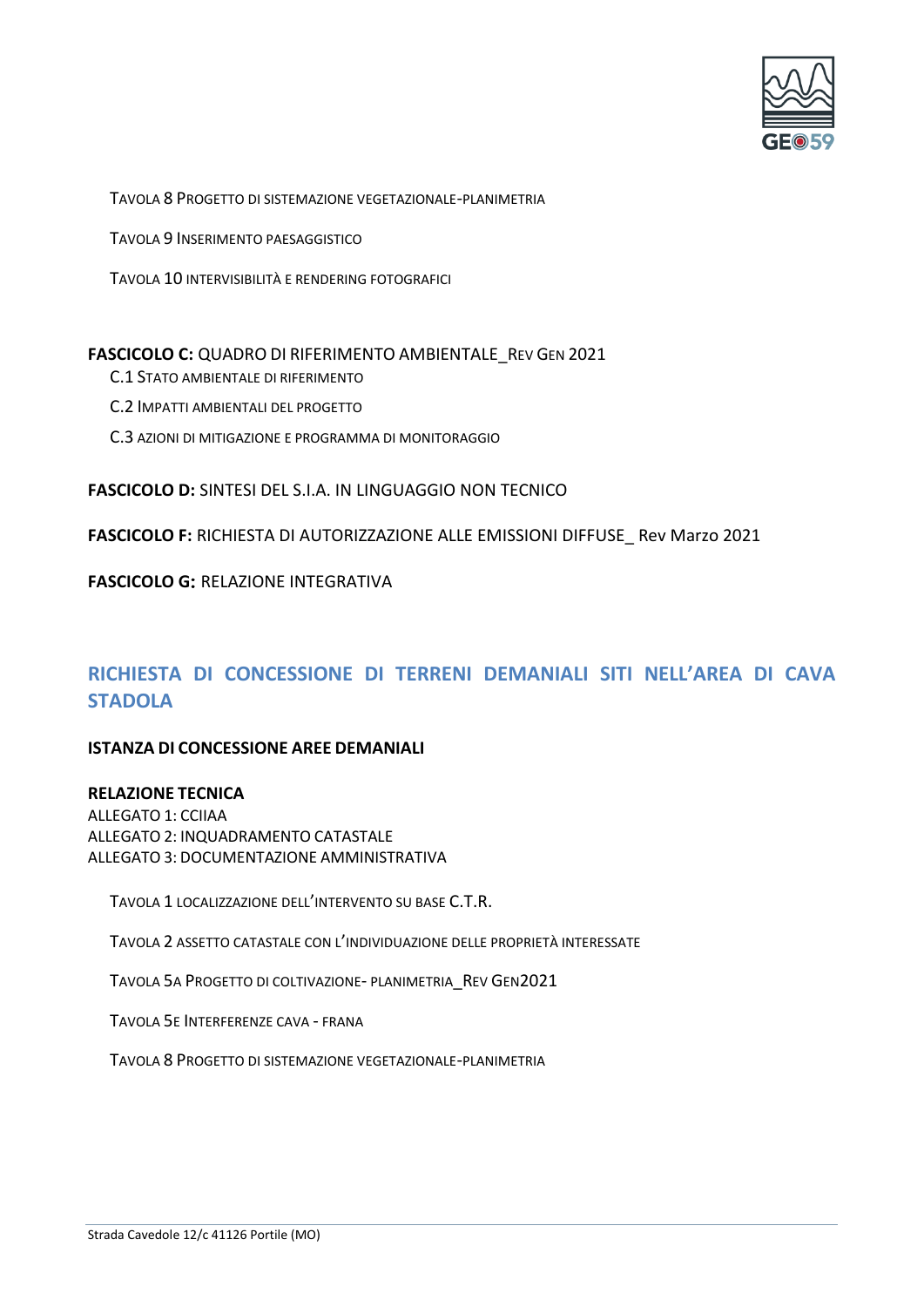TAVOLA 8 PROGETTO DI SISTEMAZIONE VEGETAZIONALE-PLANIMETRIA

TAVOLA 9 INSERIMENTO PAESAGGISTICO

TAVOLA 10 INTERVISIBILITÀ E RENDERING FOTOGRAFICI

**FASCICOLO C:** QUADRO DI RIFERIMENTO AMBIENTALE_REV GEN 2021

C.1 STATO AMBIENTALE DI RIFERIMENTO

C.2 IMPATTI AMBIENTALI DEL PROGETTO

C.3 AZIONI DI MITIGAZIONE E PROGRAMMA DI MONITORAGGIO

**FASCICOLO D:** SINTESI DEL S.I.A. IN LINGUAGGIO NON TECNICO

**FASCICOLO F:** RICHIESTA DI AUTORIZZAZIONE ALLE EMISSIONI DIFFUSE_ Rev Marzo 2021

**FASCICOLO G:** RELAZIONE INTEGRATIVA

## RICHIESTA DI CONCESSIONE DI TERRENI DEMANIALI SITI NELL'AREA DI CAVA STADOLA

**ISTANZA DI CONCESSIONE AREE DEMANIALI**

**RELAZIONE TECNICA**
ALLEGATO 1: CCIIAA
ALLEGATO 2: INQUADRAMENTO CATASTALE
ALLEGATO 3: DOCUMENTAZIONE AMMINISTRATIVA

TAVOLA 1 LOCALIZZAZIONE DELL'INTERVENTO SU BASE C.T.R.

TAVOLA 2 ASSETTO CATASTALE CON L'INDIVIDUAZIONE DELLE PROPRIETÀ INTERESSATE

TAVOLA 5A PROGETTO DI COLTIVAZIONE- PLANIMETRIA_REV GEN2021

TAVOLA 5E INTERFERENZE CAVA - FRANA

TAVOLA 8 PROGETTO DI SISTEMAZIONE VEGETAZIONALE-PLANIMETRIA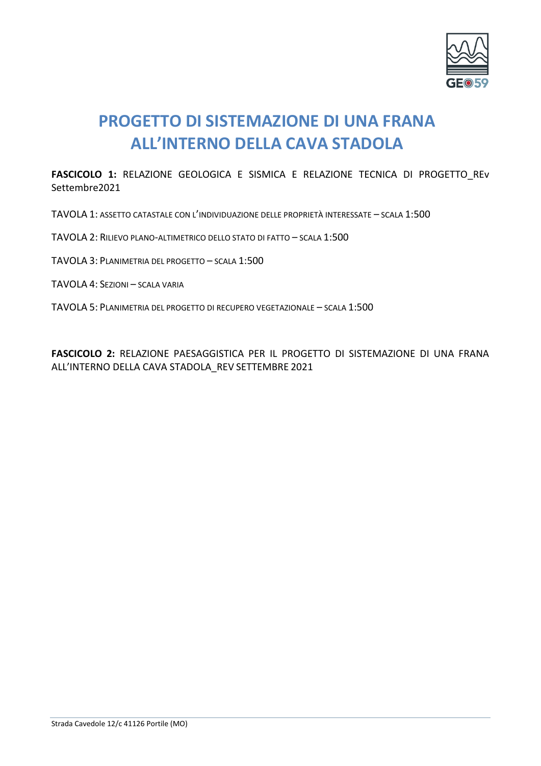# PROGETTO DI SISTEMAZIONE DI UNA FRANA ALL'INTERNO DELLA CAVA STADOLA

**FASCICOLO 1:** RELAZIONE GEOLOGICA E SISMICA E RELAZIONE TECNICA DI PROGETTO_REv Settembre2021

TAVOLA 1: ASSETTO CATASTALE CON L'INDIVIDUAZIONE DELLE PROPRIETÀ INTERESSATE – SCALA 1:500

TAVOLA 2: RILIEVO PLANO-ALTIMETRICO DELLO STATO DI FATTO – SCALA 1:500

TAVOLA 3: PLANIMETRIA DEL PROGETTO – SCALA 1:500

TAVOLA 4: SEZIONI – SCALA VARIA

TAVOLA 5: PLANIMETRIA DEL PROGETTO DI RECUPERO VEGETAZIONALE – SCALA 1:500

**FASCICOLO 2:** RELAZIONE PAESAGGISTICA PER IL PROGETTO DI SISTEMAZIONE DI UNA FRANA ALL'INTERNO DELLA CAVA STADOLA_REV SETTEMBRE 2021